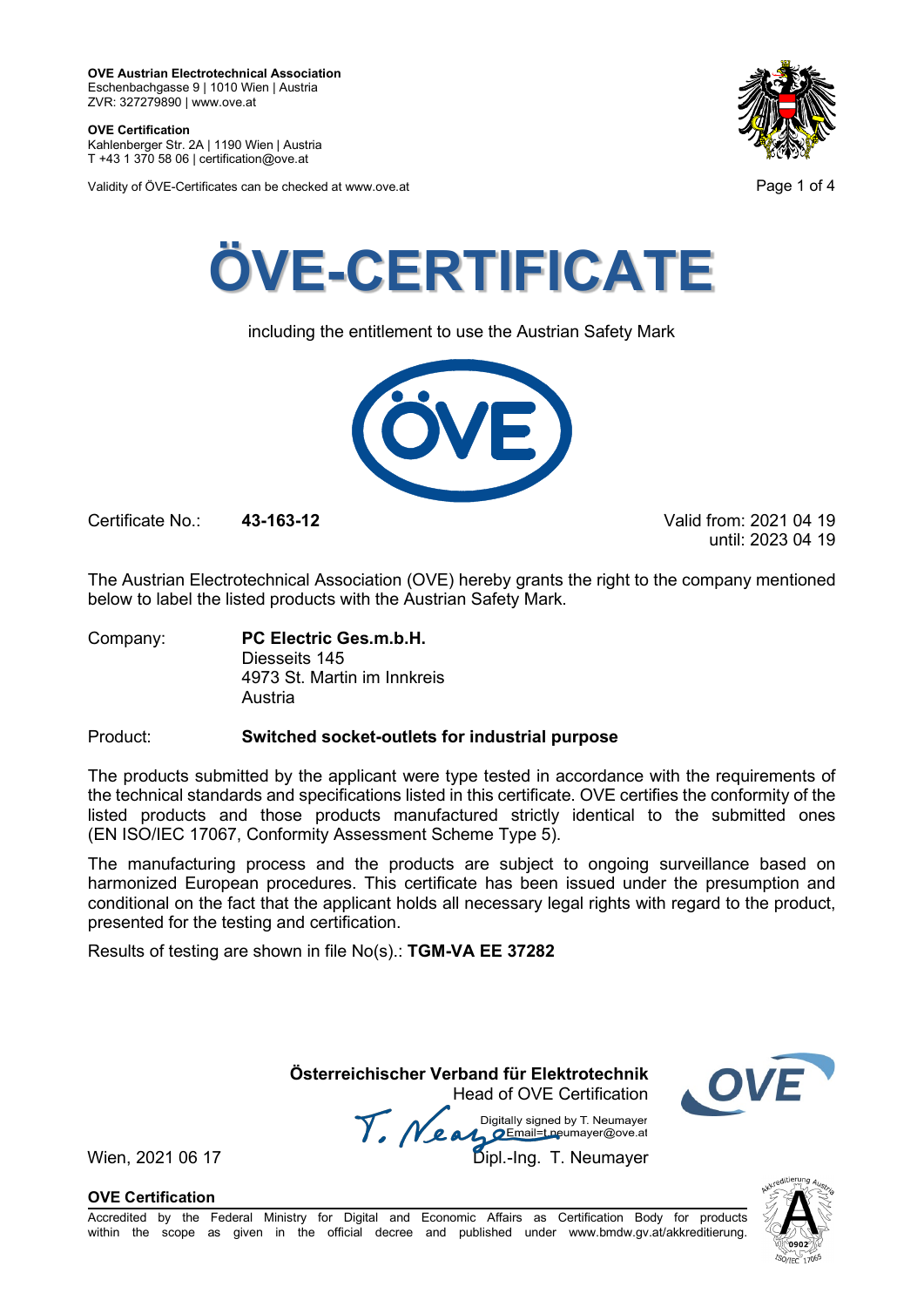**OVE Austrian Electrotechnical Association**
Eschenbachgasse 9 | 1010 Wien | Austria
ZVR: 327279890 | www.ove.at

**OVE Certification**
Kahlenberger Str. 2A | 1190 Wien | Austria
T +43 1 370 58 06 | certification@ove.at

Validity of ÖVE-Certificates can be checked at www.ove.at

# ÖVE-CERTIFICATE

including the entitlement to use the Austrian Safety Mark

Certificate No.: **43-163-12**

Valid from: 2021 04 19
until: 2023 04 19

The Austrian Electrotechnical Association (OVE) hereby grants the right to the company mentioned below to label the listed products with the Austrian Safety Mark.

Company: **PC Electric Ges.m.b.H.**
Diesseits 145
4973 St. Martin im Innkreis
Austria

Product: **Switched socket-outlets for industrial purpose**

The products submitted by the applicant were type tested in accordance with the requirements of the technical standards and specifications listed in this certificate. OVE certifies the conformity of the listed products and those products manufactured strictly identical to the submitted ones (EN ISO/IEC 17067, Conformity Assessment Scheme Type 5).

The manufacturing process and the products are subject to ongoing surveillance based on harmonized European procedures. This certificate has been issued under the presumption and conditional on the fact that the applicant holds all necessary legal rights with regard to the product, presented for the testing and certification.

Results of testing are shown in file No(s).: **TGM-VA EE 37282**

**Österreichischer Verband für Elektrotechnik**
Head of OVE Certification

Digitally signed by T. Neumayer
Email=t.neumayer@ove.at

Wien, 2021 06 17

Dipl.-Ing. T. Neumayer

**OVE Certification**

Accredited by the Federal Ministry for Digital and Economic Affairs as Certification Body for products within the scope as given in the official decree and published under www.bmdw.gv.at/akkreditierung.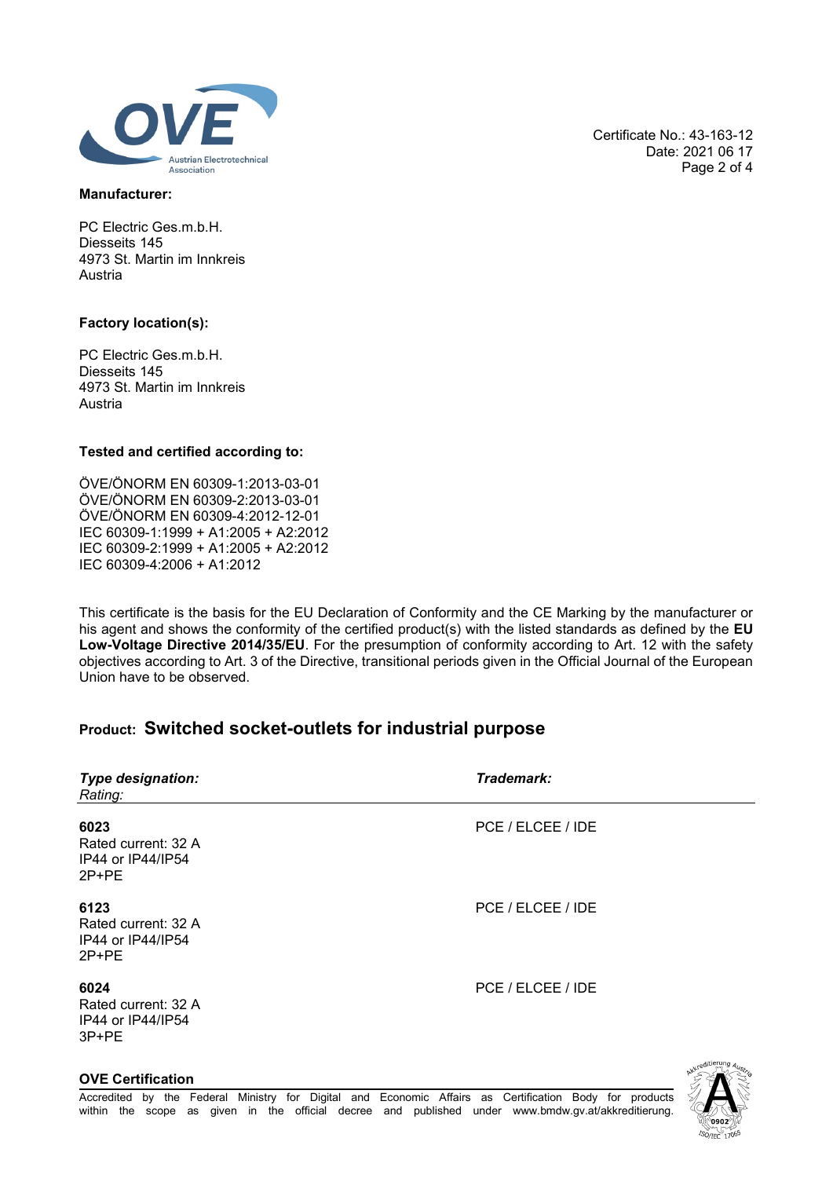Certificate No.: 43-163-12
Date: 2021 06 17

**Manufacturer:**

PC Electric Ges.m.b.H.
Diesseits 145
4973 St. Martin im Innkreis
Austria

**Factory location(s):**

PC Electric Ges.m.b.H.
Diesseits 145
4973 St. Martin im Innkreis
Austria

**Tested and certified according to:**

ÖVE/ÖNORM EN 60309-1:2013-03-01
ÖVE/ÖNORM EN 60309-2:2013-03-01
ÖVE/ÖNORM EN 60309-4:2012-12-01
IEC 60309-1:1999 + A1:2005 + A2:2012
IEC 60309-2:1999 + A1:2005 + A2:2012
IEC 60309-4:2006 + A1:2012

This certificate is the basis for the EU Declaration of Conformity and the CE Marking by the manufacturer or his agent and shows the conformity of the certified product(s) with the listed standards as defined by the **EU Low-Voltage Directive 2014/35/EU**. For the presumption of conformity according to Art. 12 with the safety objectives according to Art. 3 of the Directive, transitional periods given in the Official Journal of the European Union have to be observed.

## Product: Switched socket-outlets for industrial purpose

| ***Type designation:*** *Rating:* | ***Trademark:*** |
|---|---|
| **6023** Rated current: 32 A IP44 or IP44/IP54 2P+PE | PCE / ELCEE / IDE |
| **6123** Rated current: 32 A IP44 or IP44/IP54 2P+PE | PCE / ELCEE / IDE |
| **6024** Rated current: 32 A IP44 or IP44/IP54 3P+PE | PCE / ELCEE / IDE |

**OVE Certification**

Accredited by the Federal Ministry for Digital and Economic Affairs as Certification Body for products within the scope as given in the official decree and published under www.bmdw.gv.at/akkreditierung.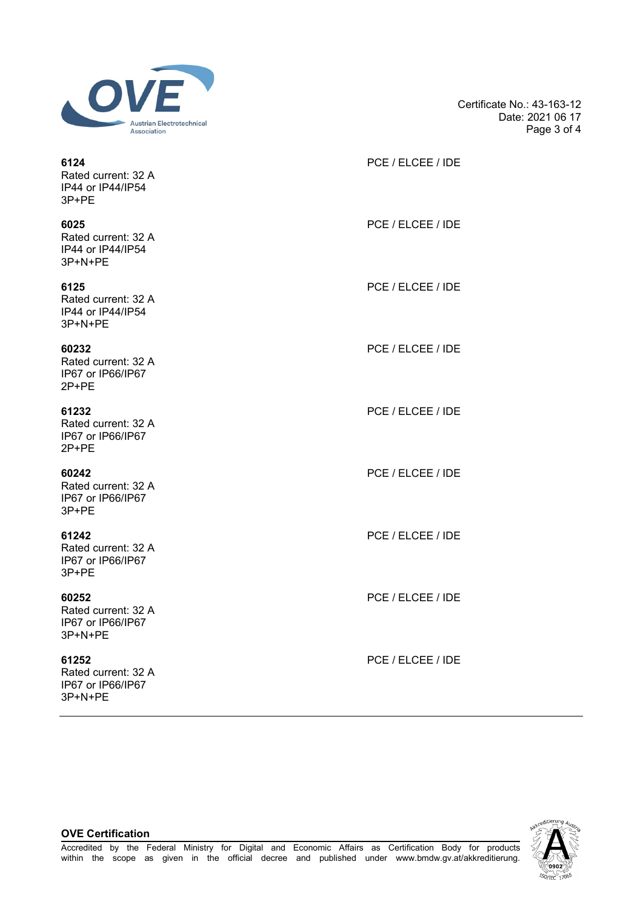**6124**
Rated current: 32 A
IP44 or IP44/IP54
3P+PE

PCE / ELCEE / IDE

**6025**
Rated current: 32 A
IP44 or IP44/IP54
3P+N+PE

PCE / ELCEE / IDE

**6125**
Rated current: 32 A
IP44 or IP44/IP54
3P+N+PE

PCE / ELCEE / IDE

**60232**
Rated current: 32 A
IP67 or IP66/IP67
2P+PE

PCE / ELCEE / IDE

**61232**
Rated current: 32 A
IP67 or IP66/IP67
2P+PE

PCE / ELCEE / IDE

**60242**
Rated current: 32 A
IP67 or IP66/IP67
3P+PE

PCE / ELCEE / IDE

**61242**
Rated current: 32 A
IP67 or IP66/IP67
3P+PE

PCE / ELCEE / IDE

**60252**
Rated current: 32 A
IP67 or IP66/IP67
3P+N+PE

PCE / ELCEE / IDE

**61252**
Rated current: 32 A
IP67 or IP66/IP67
3P+N+PE

PCE / ELCEE / IDE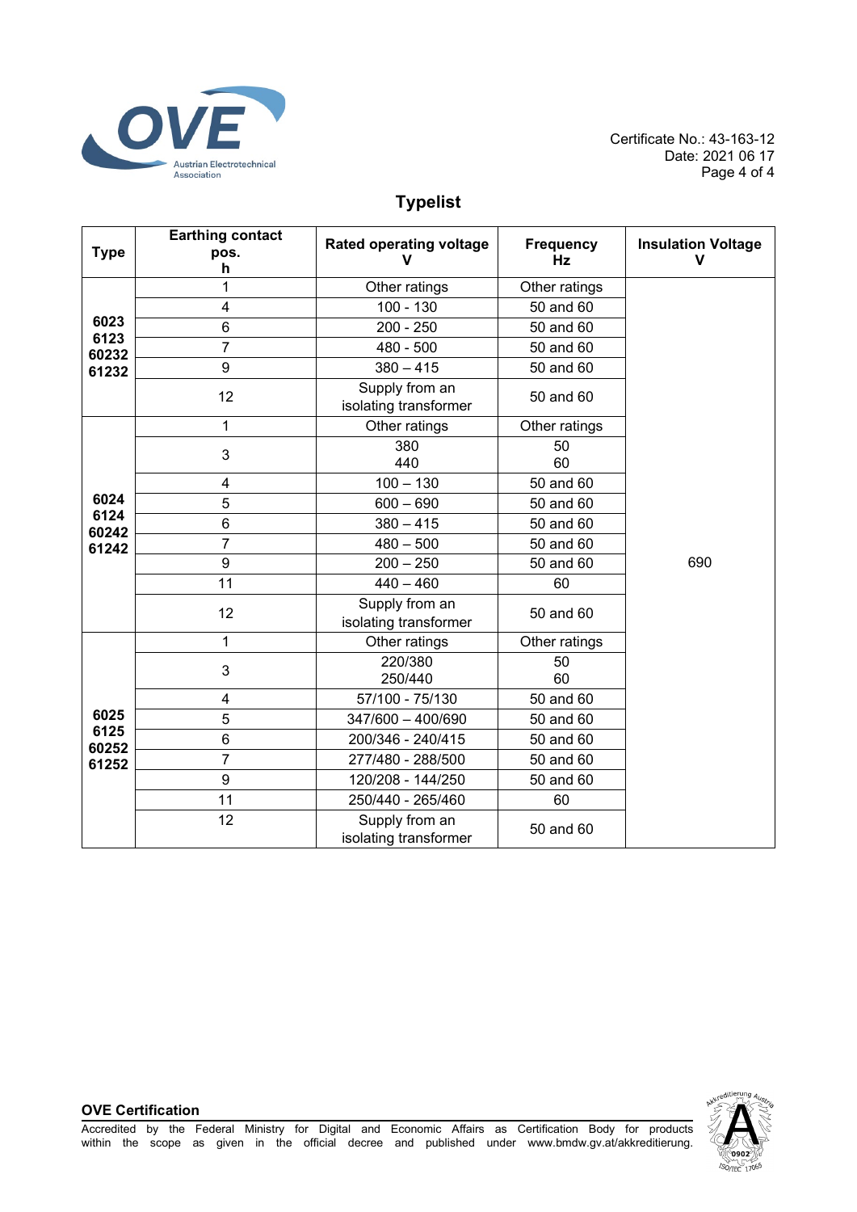Certificate No.: 43-163-12
Date: 2021 06 17

## Typelist

| Type | Earthing contact pos. h | Rated operating voltage V | Frequency Hz | Insulation Voltage V |
|---|---|---|---|---|
| 6023 6123 60232 61232 | 1 | Other ratings | Other ratings | 690 |
| | 4 | 100 - 130 | 50 and 60 | |
| | 6 | 200 - 250 | 50 and 60 | |
| | 7 | 480 - 500 | 50 and 60 | |
| | 9 | 380 – 415 | 50 and 60 | |
| | 12 | Supply from an isolating transformer | 50 and 60 | |
| 6024 6124 60242 61242 | 1 | Other ratings | Other ratings | |
| | 3 | 380<br>440 | 50<br>60 | |
| | 4 | 100 – 130 | 50 and 60 | |
| | 5 | 600 – 690 | 50 and 60 | |
| | 6 | 380 – 415 | 50 and 60 | |
| | 7 | 480 – 500 | 50 and 60 | |
| | 9 | 200 – 250 | 50 and 60 | |
| | 11 | 440 – 460 | 60 | |
| | 12 | Supply from an isolating transformer | 50 and 60 | |
| 6025 6125 60252 61252 | 1 | Other ratings | Other ratings | |
| | 3 | 220/380<br>250/440 | 50<br>60 | |
| | 4 | 57/100 - 75/130 | 50 and 60 | |
| | 5 | 347/600 – 400/690 | 50 and 60 | |
| | 6 | 200/346 - 240/415 | 50 and 60 | |
| | 7 | 277/480 - 288/500 | 50 and 60 | |
| | 9 | 120/208 - 144/250 | 50 and 60 | |
| | 11 | 250/440 - 265/460 | 60 | |
| | 12 | Supply from an isolating transformer | 50 and 60 | |

**OVE Certification**

Accredited by the Federal Ministry for Digital and Economic Affairs as Certification Body for products within the scope as given in the official decree and published under www.bmdw.gv.at/akkreditierung.